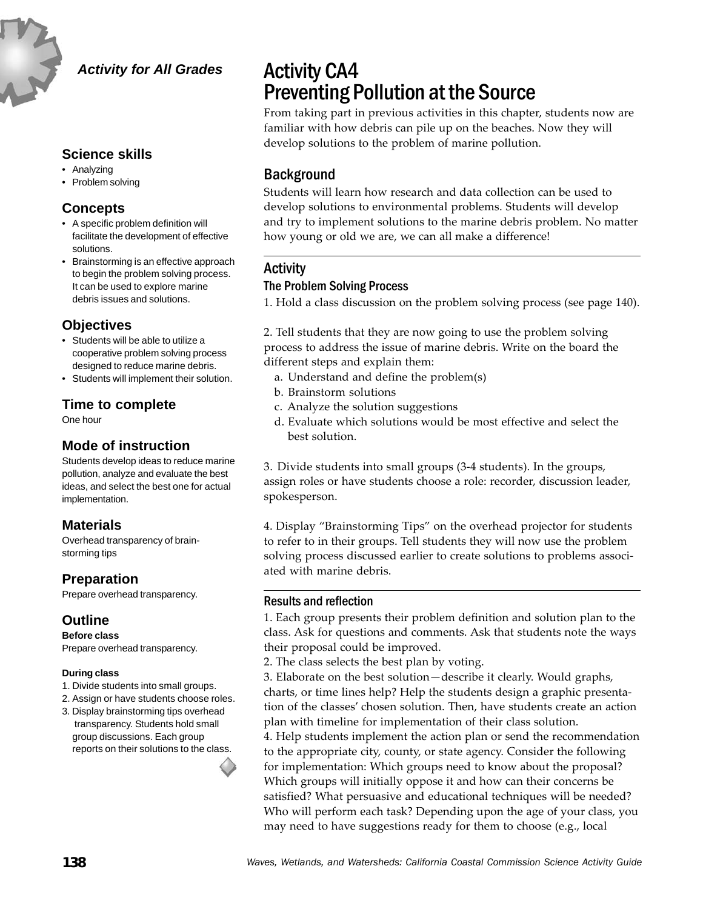*Activity for All Grades*

# Activity CA4
# Preventing Pollution at the Source

From taking part in previous activities in this chapter, students now are familiar with how debris can pile up on the beaches. Now they will develop solutions to the problem of marine pollution.

### Science skills

- Analyzing
- Problem solving

### Concepts

- A specific problem definition will facilitate the development of effective solutions.
- Brainstorming is an effective approach to begin the problem solving process. It can be used to explore marine debris issues and solutions.

### Objectives

- Students will be able to utilize a cooperative problem solving process designed to reduce marine debris.
- Students will implement their solution.

### Time to complete

One hour

### Mode of instruction

Students develop ideas to reduce marine pollution, analyze and evaluate the best ideas, and select the best one for actual implementation.

### Materials

Overhead transparency of brainstorming tips

### Preparation

Prepare overhead transparency.

### Outline

**Before class**

Prepare overhead transparency.

**During class**

1. Divide students into small groups.
2. Assign or have students choose roles.
3. Display brainstorming tips overhead transparency. Students hold small group discussions. Each group reports on their solutions to the class.

## Background

Students will learn how research and data collection can be used to develop solutions to environmental problems. Students will develop and try to implement solutions to the marine debris problem. No matter how young or old we are, we can all make a difference!

## Activity

### The Problem Solving Process

1. Hold a class discussion on the problem solving process (see page 140).

2. Tell students that they are now going to use the problem solving process to address the issue of marine debris. Write on the board the different steps and explain them:
   a. Understand and define the problem(s)
   b. Brainstorm solutions
   c. Analyze the solution suggestions
   d. Evaluate which solutions would be most effective and select the best solution.

3. Divide students into small groups (3-4 students). In the groups, assign roles or have students choose a role: recorder, discussion leader, spokesperson.

4. Display "Brainstorming Tips" on the overhead projector for students to refer to in their groups. Tell students they will now use the problem solving process discussed earlier to create solutions to problems associated with marine debris.

### Results and reflection

1. Each group presents their problem definition and solution plan to the class. Ask for questions and comments. Ask that students note the ways their proposal could be improved.
2. The class selects the best plan by voting.
3. Elaborate on the best solution—describe it clearly. Would graphs, charts, or time lines help? Help the students design a graphic presentation of the classes' chosen solution. Then, have students create an action plan with timeline for implementation of their class solution.
4. Help students implement the action plan or send the recommendation to the appropriate city, county, or state agency. Consider the following for implementation: Which groups need to know about the proposal? Which groups will initially oppose it and how can their concerns be satisfied? What persuasive and educational techniques will be needed? Who will perform each task? Depending upon the age of your class, you may need to have suggestions ready for them to choose (e.g., local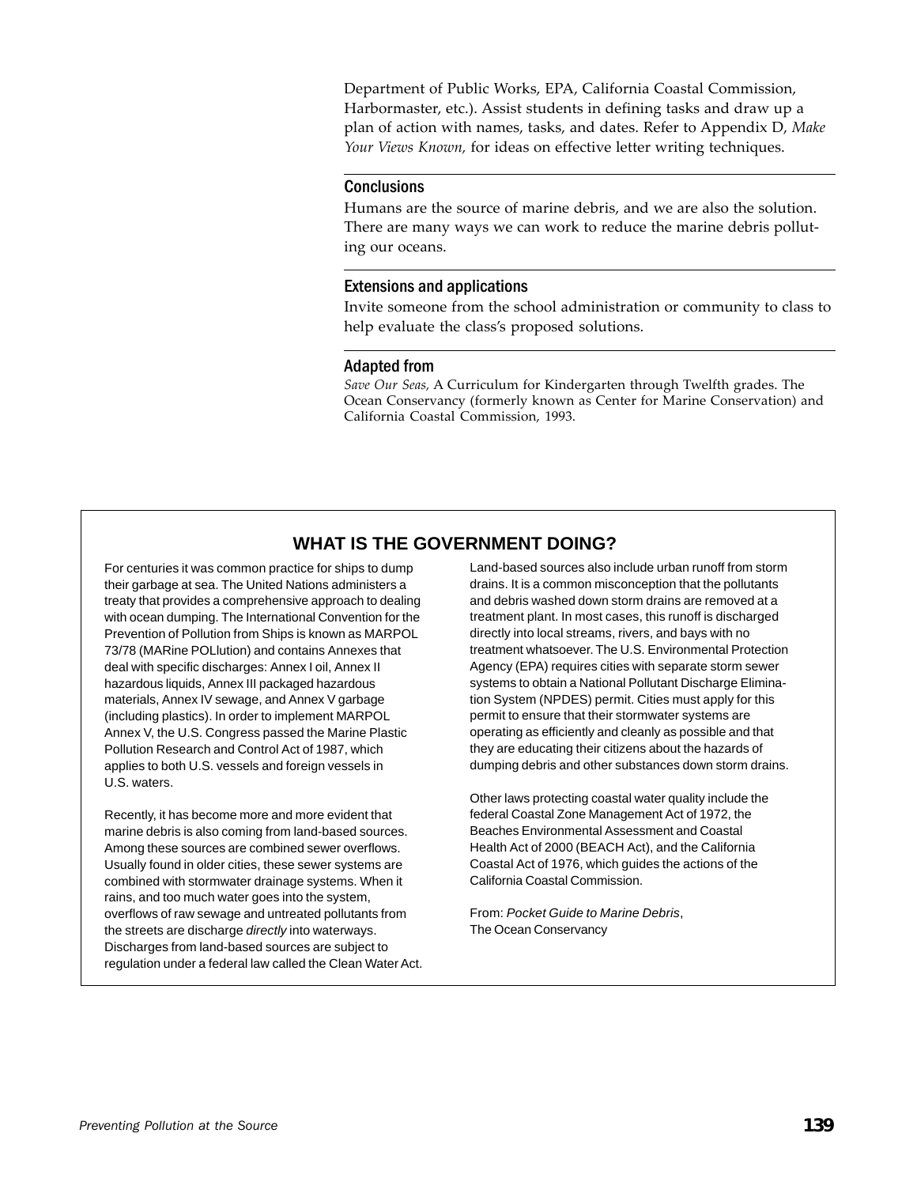Department of Public Works, EPA, California Coastal Commission, Harbormaster, etc.). Assist students in defining tasks and draw up a plan of action with names, tasks, and dates. Refer to Appendix D, *Make Your Views Known,* for ideas on effective letter writing techniques.

### Conclusions

Humans are the source of marine debris, and we are also the solution. There are many ways we can work to reduce the marine debris polluting our oceans.

### Extensions and applications

Invite someone from the school administration or community to class to help evaluate the class's proposed solutions.

### Adapted from

*Save Our Seas,* A Curriculum for Kindergarten through Twelfth grades. The Ocean Conservancy (formerly known as Center for Marine Conservation) and California Coastal Commission, 1993.

## WHAT IS THE GOVERNMENT DOING?

For centuries it was common practice for ships to dump their garbage at sea. The United Nations administers a treaty that provides a comprehensive approach to dealing with ocean dumping. The International Convention for the Prevention of Pollution from Ships is known as MARPOL 73/78 (MARine POLlution) and contains Annexes that deal with specific discharges: Annex I oil, Annex II hazardous liquids, Annex III packaged hazardous materials, Annex IV sewage, and Annex V garbage (including plastics). In order to implement MARPOL Annex V, the U.S. Congress passed the Marine Plastic Pollution Research and Control Act of 1987, which applies to both U.S. vessels and foreign vessels in U.S. waters.

Recently, it has become more and more evident that marine debris is also coming from land-based sources. Among these sources are combined sewer overflows. Usually found in older cities, these sewer systems are combined with stormwater drainage systems. When it rains, and too much water goes into the system, overflows of raw sewage and untreated pollutants from the streets are discharge *directly* into waterways. Discharges from land-based sources are subject to regulation under a federal law called the Clean Water Act.

Land-based sources also include urban runoff from storm drains. It is a common misconception that the pollutants and debris washed down storm drains are removed at a treatment plant. In most cases, this runoff is discharged directly into local streams, rivers, and bays with no treatment whatsoever. The U.S. Environmental Protection Agency (EPA) requires cities with separate storm sewer systems to obtain a National Pollutant Discharge Elimination System (NPDES) permit. Cities must apply for this permit to ensure that their stormwater systems are operating as efficiently and cleanly as possible and that they are educating their citizens about the hazards of dumping debris and other substances down storm drains.

Other laws protecting coastal water quality include the federal Coastal Zone Management Act of 1972, the Beaches Environmental Assessment and Coastal Health Act of 2000 (BEACH Act), and the California Coastal Act of 1976, which guides the actions of the California Coastal Commission.

From: *Pocket Guide to Marine Debris*, The Ocean Conservancy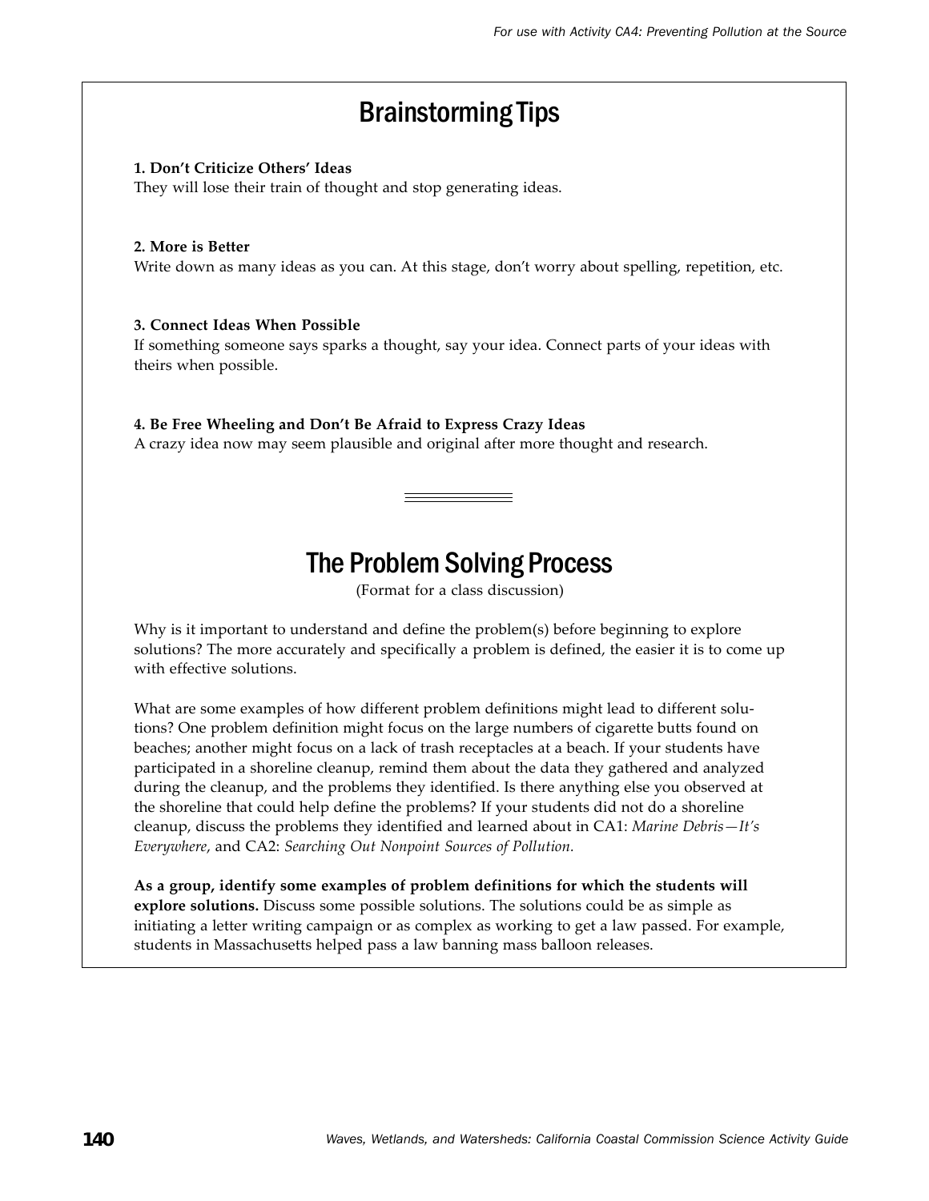## Brainstorming Tips

**1. Don't Criticize Others' Ideas**
They will lose their train of thought and stop generating ideas.

**2. More is Better**
Write down as many ideas as you can. At this stage, don't worry about spelling, repetition, etc.

**3. Connect Ideas When Possible**
If something someone says sparks a thought, say your idea. Connect parts of your ideas with theirs when possible.

**4. Be Free Wheeling and Don't Be Afraid to Express Crazy Ideas**
A crazy idea now may seem plausible and original after more thought and research.

## The Problem Solving Process

(Format for a class discussion)

Why is it important to understand and define the problem(s) before beginning to explore solutions? The more accurately and specifically a problem is defined, the easier it is to come up with effective solutions.

What are some examples of how different problem definitions might lead to different solutions? One problem definition might focus on the large numbers of cigarette butts found on beaches; another might focus on a lack of trash receptacles at a beach. If your students have participated in a shoreline cleanup, remind them about the data they gathered and analyzed during the cleanup, and the problems they identified. Is there anything else you observed at the shoreline that could help define the problems? If your students did not do a shoreline cleanup, discuss the problems they identified and learned about in CA1: *Marine Debris—It's Everywhere*, and CA2: *Searching Out Nonpoint Sources of Pollution*.

**As a group, identify some examples of problem definitions for which the students will explore solutions.** Discuss some possible solutions. The solutions could be as simple as initiating a letter writing campaign or as complex as working to get a law passed. For example, students in Massachusetts helped pass a law banning mass balloon releases.